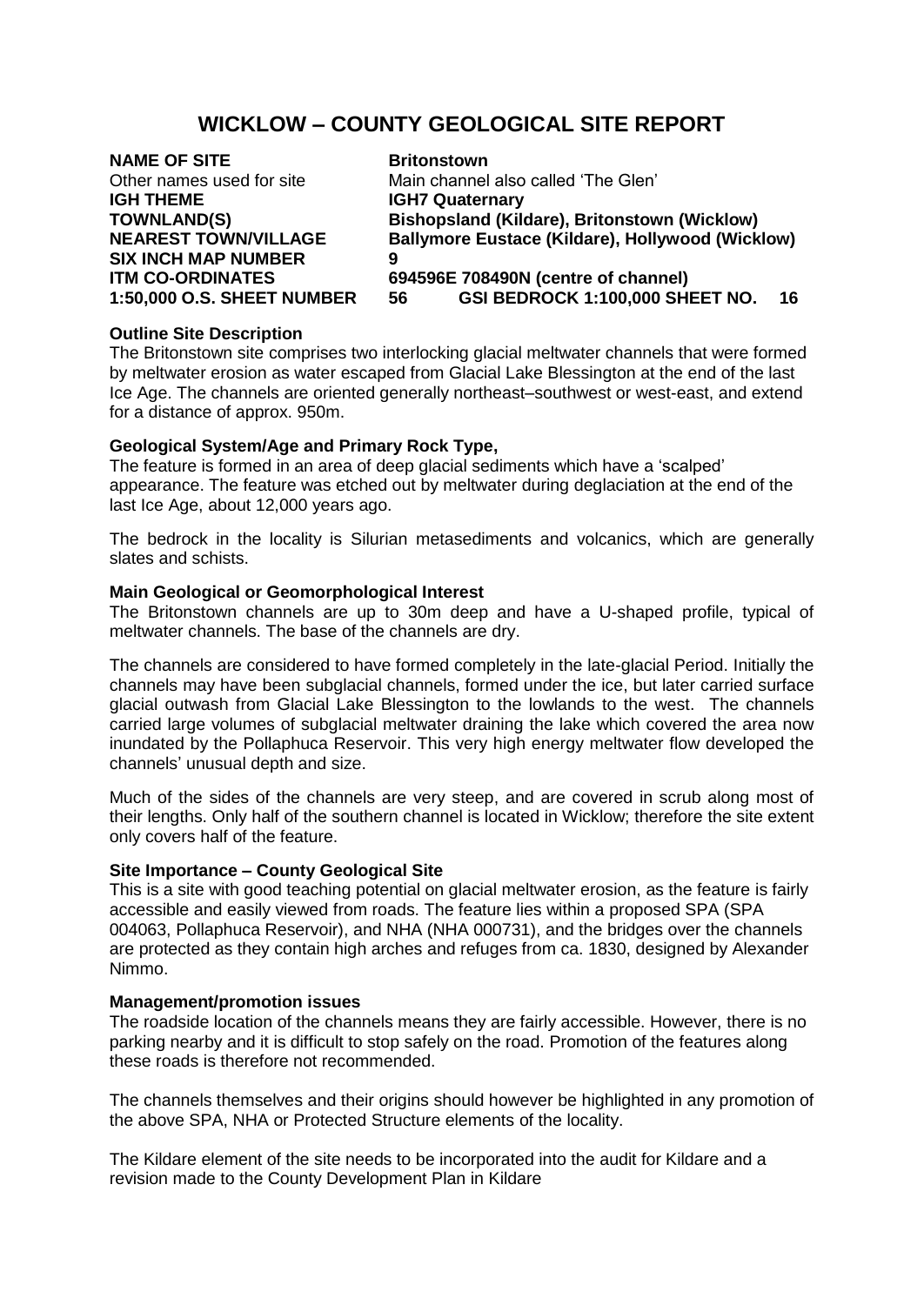# WICKLOW – COUNTY GEOLOGICAL SITE REPORT

| | |
|---|---|
| **NAME OF SITE** | **Britonstown** |
| Other names used for site | Main channel also called 'The Glen' |
| **IGH THEME** | **IGH7 Quaternary** |
| **TOWNLAND(S)** | **Bishopsland (Kildare), Britonstown (Wicklow)** |
| **NEAREST TOWN/VILLAGE** | **Ballymore Eustace (Kildare), Hollywood (Wicklow)** |
| **SIX INCH MAP NUMBER** | **9** |
| **ITM CO-ORDINATES** | **694596E 708490N (centre of channel)** |
| **1:50,000 O.S. SHEET NUMBER** | **56 GSI BEDROCK 1:100,000 SHEET NO. 16** |

**Outline Site Description**

The Britonstown site comprises two interlocking glacial meltwater channels that were formed by meltwater erosion as water escaped from Glacial Lake Blessington at the end of the last Ice Age. The channels are oriented generally northeast–southwest or west-east, and extend for a distance of approx. 950m.

**Geological System/Age and Primary Rock Type,**

The feature is formed in an area of deep glacial sediments which have a 'scalped' appearance. The feature was etched out by meltwater during deglaciation at the end of the last Ice Age, about 12,000 years ago.

The bedrock in the locality is Silurian metasediments and volcanics, which are generally slates and schists.

**Main Geological or Geomorphological Interest**

The Britonstown channels are up to 30m deep and have a U-shaped profile, typical of meltwater channels. The base of the channels are dry.

The channels are considered to have formed completely in the late-glacial Period. Initially the channels may have been subglacial channels, formed under the ice, but later carried surface glacial outwash from Glacial Lake Blessington to the lowlands to the west. The channels carried large volumes of subglacial meltwater draining the lake which covered the area now inundated by the Pollaphuca Reservoir. This very high energy meltwater flow developed the channels' unusual depth and size.

Much of the sides of the channels are very steep, and are covered in scrub along most of their lengths. Only half of the southern channel is located in Wicklow; therefore the site extent only covers half of the feature.

**Site Importance – County Geological Site**

This is a site with good teaching potential on glacial meltwater erosion, as the feature is fairly accessible and easily viewed from roads. The feature lies within a proposed SPA (SPA 004063, Pollaphuca Reservoir), and NHA (NHA 000731), and the bridges over the channels are protected as they contain high arches and refuges from ca. 1830, designed by Alexander Nimmo.

**Management/promotion issues**

The roadside location of the channels means they are fairly accessible. However, there is no parking nearby and it is difficult to stop safely on the road. Promotion of the features along these roads is therefore not recommended.

The channels themselves and their origins should however be highlighted in any promotion of the above SPA, NHA or Protected Structure elements of the locality.

The Kildare element of the site needs to be incorporated into the audit for Kildare and a revision made to the County Development Plan in Kildare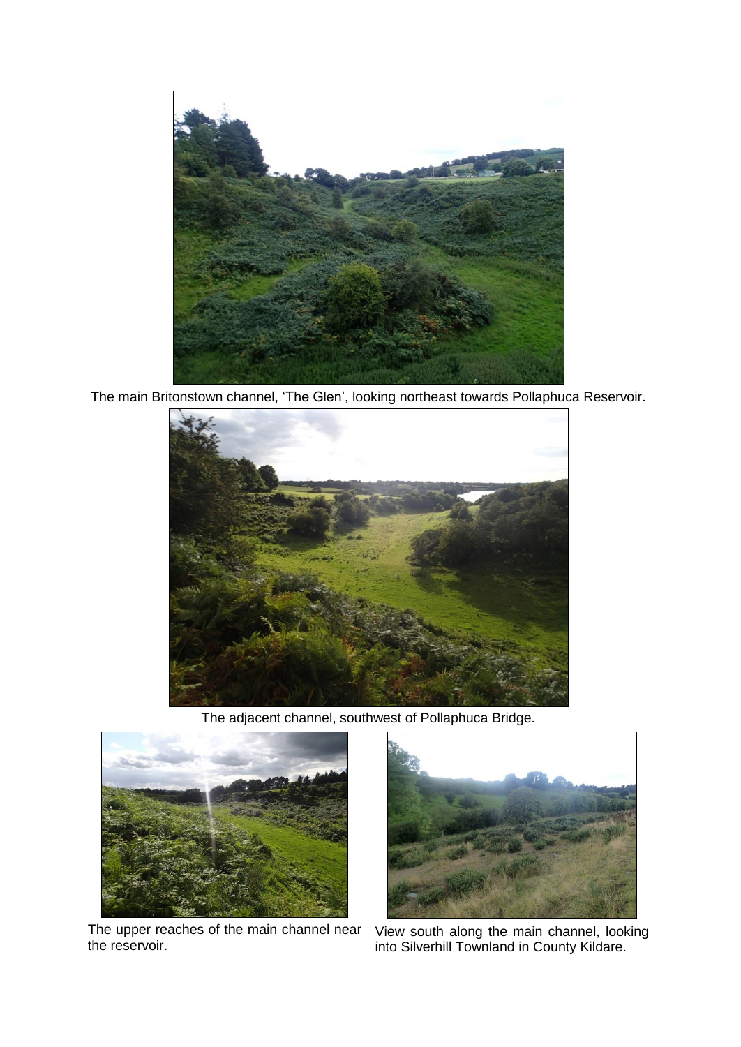The main Britonstown channel, 'The Glen', looking northeast towards Pollaphuca Reservoir.

The adjacent channel, southwest of Pollaphuca Bridge.

The upper reaches of the main channel near the reservoir.

View south along the main channel, looking into Silverhill Townland in County Kildare.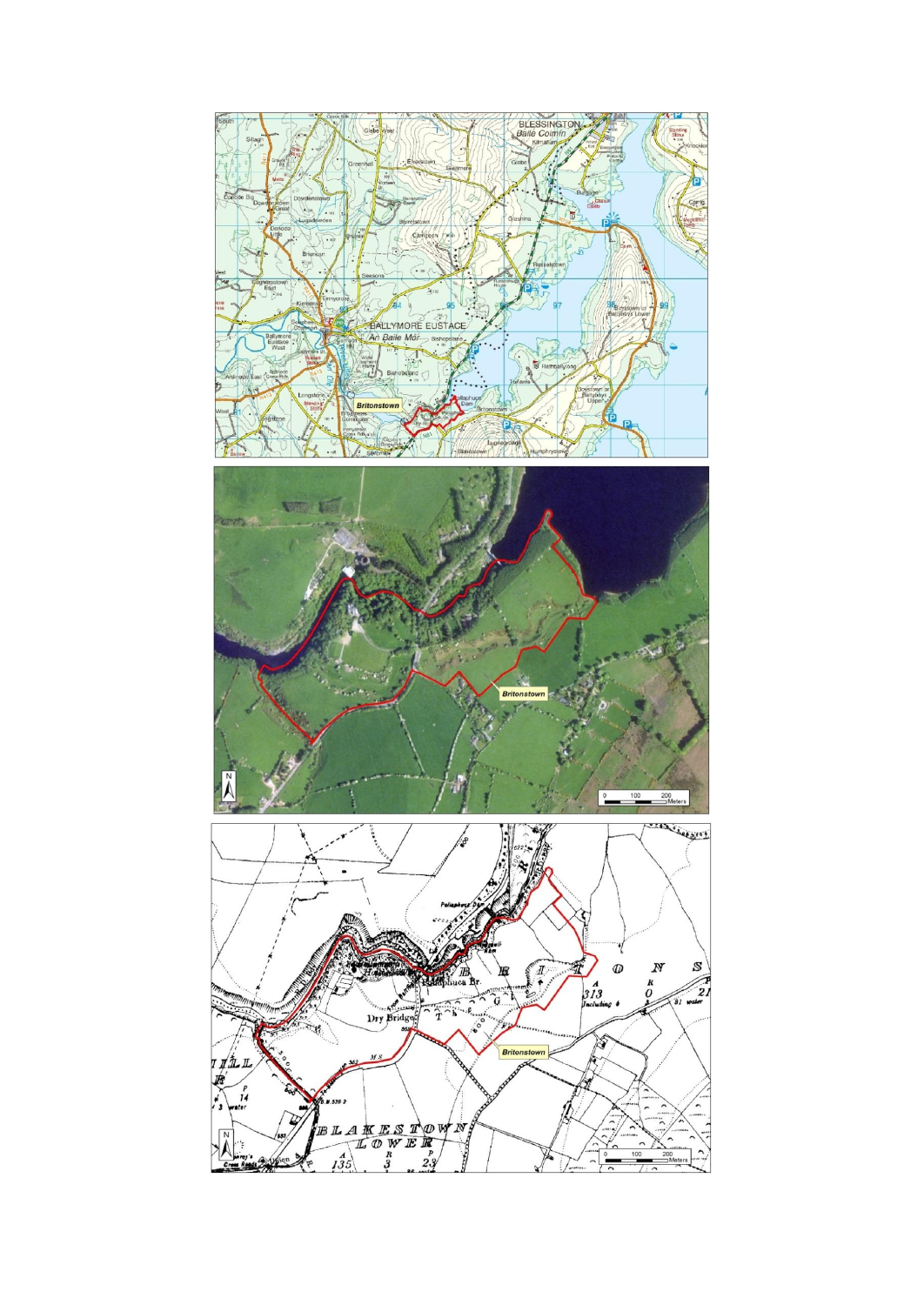Britonstown

Britonstown

0 100 200 Meters

N

Britonstown

0 100 200 Meters

N